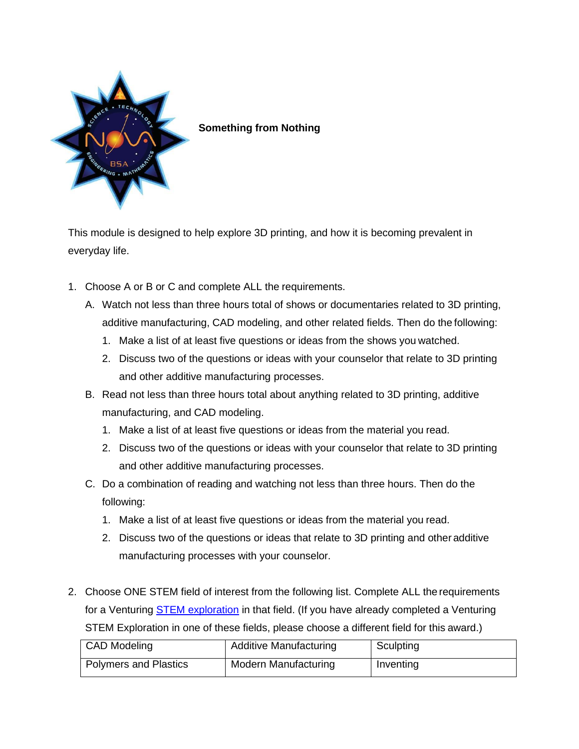# Something from Nothing

This module is designed to help explore 3D printing, and how it is becoming prevalent in everyday life.

1. Choose A or B or C and complete ALL the requirements.
   A. Watch not less than three hours total of shows or documentaries related to 3D printing, additive manufacturing, CAD modeling, and other related fields. Then do the following:
      1. Make a list of at least five questions or ideas from the shows you watched.
      2. Discuss two of the questions or ideas with your counselor that relate to 3D printing and other additive manufacturing processes.

   B. Read not less than three hours total about anything related to 3D printing, additive manufacturing, and CAD modeling.
      1. Make a list of at least five questions or ideas from the material you read.
      2. Discuss two of the questions or ideas with your counselor that relate to 3D printing and other additive manufacturing processes.

   C. Do a combination of reading and watching not less than three hours. Then do the following:
      1. Make a list of at least five questions or ideas from the material you read.
      2. Discuss two of the questions or ideas that relate to 3D printing and other additive manufacturing processes with your counselor.

2. Choose ONE STEM field of interest from the following list. Complete ALL the requirements for a Venturing [STEM exploration]() in that field. (If you have already completed a Venturing STEM Exploration in one of these fields, please choose a different field for this award.)

| CAD Modeling | Additive Manufacturing | Sculpting |
|---|---|---|
| Polymers and Plastics | Modern Manufacturing | Inventing |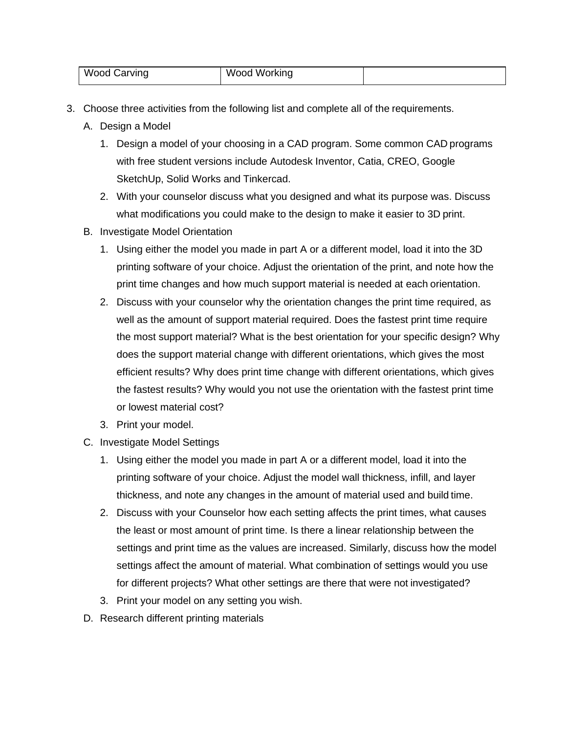| Wood Carving | Wood Working | |
|---|---|---|

3. Choose three activities from the following list and complete all of the requirements.
   A. Design a Model
      1. Design a model of your choosing in a CAD program. Some common CAD programs with free student versions include Autodesk Inventor, Catia, CREO, Google SketchUp, Solid Works and Tinkercad.
      2. With your counselor discuss what you designed and what its purpose was. Discuss what modifications you could make to the design to make it easier to 3D print.
   B. Investigate Model Orientation
      1. Using either the model you made in part A or a different model, load it into the 3D printing software of your choice. Adjust the orientation of the print, and note how the print time changes and how much support material is needed at each orientation.
      2. Discuss with your counselor why the orientation changes the print time required, as well as the amount of support material required. Does the fastest print time require the most support material? What is the best orientation for your specific design? Why does the support material change with different orientations, which gives the most efficient results? Why does print time change with different orientations, which gives the fastest results? Why would you not use the orientation with the fastest print time or lowest material cost?
      3. Print your model.
   C. Investigate Model Settings
      1. Using either the model you made in part A or a different model, load it into the printing software of your choice. Adjust the model wall thickness, infill, and layer thickness, and note any changes in the amount of material used and build time.
      2. Discuss with your Counselor how each setting affects the print times, what causes the least or most amount of print time. Is there a linear relationship between the settings and print time as the values are increased. Similarly, discuss how the model settings affect the amount of material. What combination of settings would you use for different projects? What other settings are there that were not investigated?
      3. Print your model on any setting you wish.
   D. Research different printing materials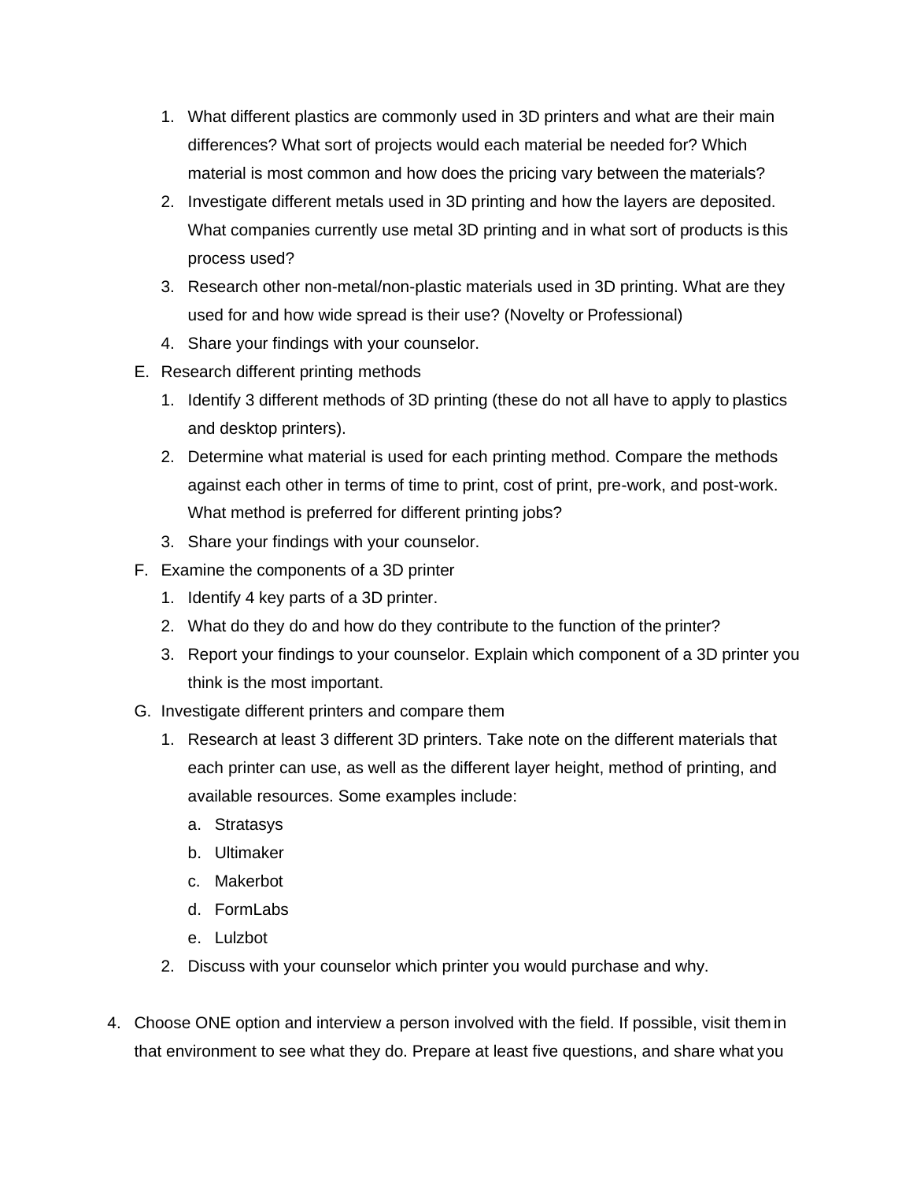1. What different plastics are commonly used in 3D printers and what are their main differences? What sort of projects would each material be needed for? Which material is most common and how does the pricing vary between the materials?
2. Investigate different metals used in 3D printing and how the layers are deposited. What companies currently use metal 3D printing and in what sort of products is this process used?
3. Research other non-metal/non-plastic materials used in 3D printing. What are they used for and how wide spread is their use? (Novelty or Professional)
4. Share your findings with your counselor.

E. Research different printing methods
   1. Identify 3 different methods of 3D printing (these do not all have to apply to plastics and desktop printers).
   2. Determine what material is used for each printing method. Compare the methods against each other in terms of time to print, cost of print, pre-work, and post-work. What method is preferred for different printing jobs?
   3. Share your findings with your counselor.

F. Examine the components of a 3D printer
   1. Identify 4 key parts of a 3D printer.
   2. What do they do and how do they contribute to the function of the printer?
   3. Report your findings to your counselor. Explain which component of a 3D printer you think is the most important.

G. Investigate different printers and compare them
   1. Research at least 3 different 3D printers. Take note on the different materials that each printer can use, as well as the different layer height, method of printing, and available resources. Some examples include:
      a. Stratasys
      b. Ultimaker
      c. Makerbot
      d. FormLabs
      e. Lulzbot
   2. Discuss with your counselor which printer you would purchase and why.

4. Choose ONE option and interview a person involved with the field. If possible, visit them in that environment to see what they do. Prepare at least five questions, and share what you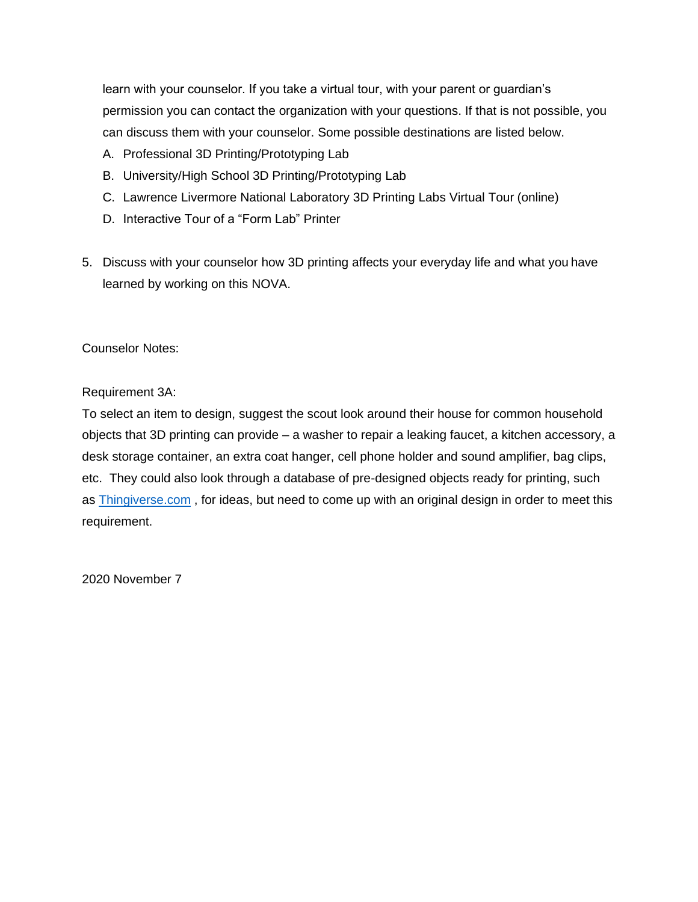learn with your counselor. If you take a virtual tour, with your parent or guardian's permission you can contact the organization with your questions. If that is not possible, you can discuss them with your counselor. Some possible destinations are listed below.

A. Professional 3D Printing/Prototyping Lab
B. University/High School 3D Printing/Prototyping Lab
C. Lawrence Livermore National Laboratory 3D Printing Labs Virtual Tour (online)
D. Interactive Tour of a "Form Lab" Printer

5. Discuss with your counselor how 3D printing affects your everyday life and what you have learned by working on this NOVA.

Counselor Notes:

Requirement 3A:

To select an item to design, suggest the scout look around their house for common household objects that 3D printing can provide – a washer to repair a leaking faucet, a kitchen accessory, a desk storage container, an extra coat hanger, cell phone holder and sound amplifier, bag clips, etc. They could also look through a database of pre-designed objects ready for printing, such as [Thingiverse.com](https://www.thingiverse.com) , for ideas, but need to come up with an original design in order to meet this requirement.

2020 November 7